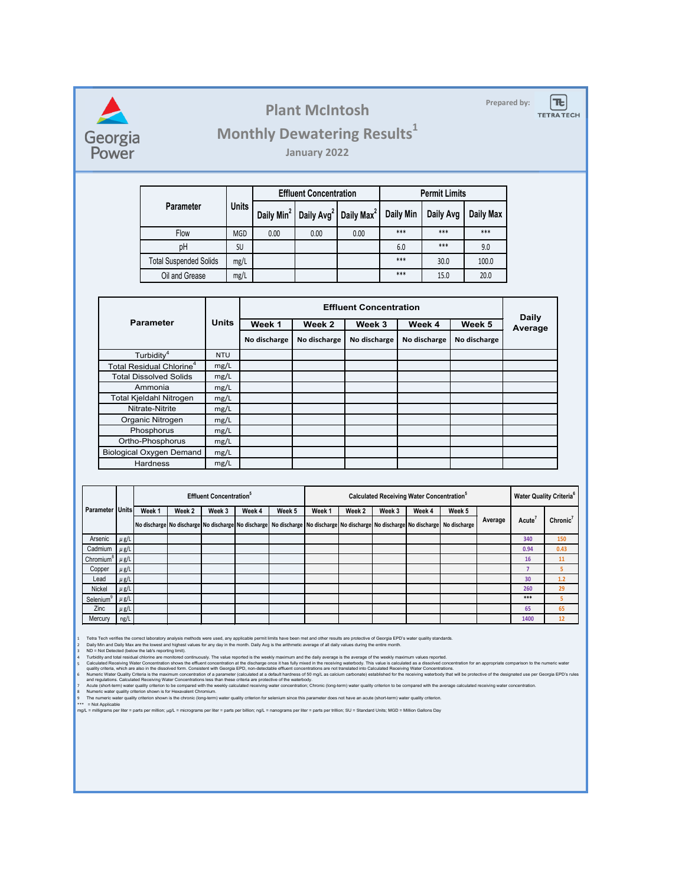Georgia Power

Prepared by: TETRA TECH

# Plant McIntosh

## Monthly Dewatering Results[1]

### January 2022

| Parameter | Units | Effluent Concentration | | | Permit Limits | | |
|---|---|---|---|---|---|---|---|
| | | Daily Min[2] | Daily Avg[2] | Daily Max[2] | Daily Min | Daily Avg | Daily Max |
| Flow | MGD | 0.00 | 0.00 | 0.00 | *** | *** | *** |
| pH | SU | | | | 6.0 | *** | 9.0 |
| Total Suspended Solids | mg/L | | | | *** | 30.0 | 100.0 |
| Oil and Grease | mg/L | | | | *** | 15.0 | 20.0 |

| Parameter | Units | Effluent Concentration | | | | | Daily Average |
|---|---|---|---|---|---|---|---|
| | | Week 1 | Week 2 | Week 3 | Week 4 | Week 5 | |
| | | No discharge | No discharge | No discharge | No discharge | No discharge | |
| Turbidity[4] | NTU | | | | | | |
| Total Residual Chlorine[4] | mg/L | | | | | | |
| Total Dissolved Solids | mg/L | | | | | | |
| Ammonia | mg/L | | | | | | |
| Total Kjeldahl Nitrogen | mg/L | | | | | | |
| Nitrate-Nitrite | mg/L | | | | | | |
| Organic Nitrogen | mg/L | | | | | | |
| Phosphorus | mg/L | | | | | | |
| Ortho-Phosphorus | mg/L | | | | | | |
| Biological Oxygen Demand | mg/L | | | | | | |
| Hardness | mg/L | | | | | | |

| Parameter | Units | Effluent Concentration[5] | | | | | Calculated Receiving Water Concentration[5] | | | | | | Water Quality Criteria[6] | |
|---|---|---|---|---|---|---|---|---|---|---|---|---|---|---|
| | | Week 1 | Week 2 | Week 3 | Week 4 | Week 5 | Week 1 | Week 2 | Week 3 | Week 4 | Week 5 | Average | Acute[7] | Chronic[7] |
| | | No discharge | No discharge | No discharge | No discharge | No discharge | No discharge | No discharge | No discharge | No discharge | No discharge | | | |
| Arsenic | μg/L | | | | | | | | | | | | 340 | 150 |
| Cadmium | μg/L | | | | | | | | | | | | 0.94 | 0.43 |
| Chromium[8] | μg/L | | | | | | | | | | | | 16 | 11 |
| Copper | μg/L | | | | | | | | | | | | 7 | 5 |
| Lead | μg/L | | | | | | | | | | | | 30 | 1.2 |
| Nickel | μg/L | | | | | | | | | | | | 260 | 29 |
| Selenium[9] | μg/L | | | | | | | | | | | | *** | 5 |
| Zinc | μg/L | | | | | | | | | | | | 65 | 65 |
| Mercury | ng/L | | | | | | | | | | | | 1400 | 12 |

1 Tetra Tech verifies the correct laboratory analysis methods were used, any applicable permit limits have been met and other results are protective of Georgia EPD's water quality standards.
2 Daily Min and Daily Max are the lowest and highest values for any day in the month. Daily Avg is the arithmetic average of all daily values during the entire month.
3 ND = Not Detected (below the lab's reporting limit).
4 Turbidity and total residual chlorine are monitored continuously. The value reported is the weekly maximum and the daily average is the average of the weekly maximum values reported.
5 Calculated Receiving Water Concentration shows the effluent concentration at the discharge once it has fully mixed in the receiving waterbody. This value is calculated as a dissolved concentration for an appropriate comparison to the numeric water quality criteria, which are also in the dissolved form. Consistent with Georgia EPD, non-detectable effluent concentrations are not translated into Calculated Receiving Water Concentrations.
6 Numeric Water Quality Criteria is the maximum concentration of a parameter (calculated at a default hardness of 50 mg/L as calcium carbonate) established for the receiving waterbody that will be protective of the designated use per Georgia EPD's rules and regulations. Calculated Receiving Water Concentrations less than these criteria are protective of the waterbody.
7 Acute (short-term) water quality criterion to be compared with the weekly calculated receiving water concentration; Chronic (long-term) water quality criterion to be compared with the average calculated receiving water concentration.
8 Numeric water quality criterion shown is for Hexavalent Chromium.
9 The numeric water quality criterion shown is the chronic (long-term) water quality criterion for selenium since this parameter does not have an acute (short-term) water quality criterion.
*** = Not Applicable
mg/L = milligrams per liter = parts per million; μg/L = micrograms per liter = parts per billion; ng/L = nanograms per liter = parts per trillion; SU = Standard Units; MGD = Million Gallons Day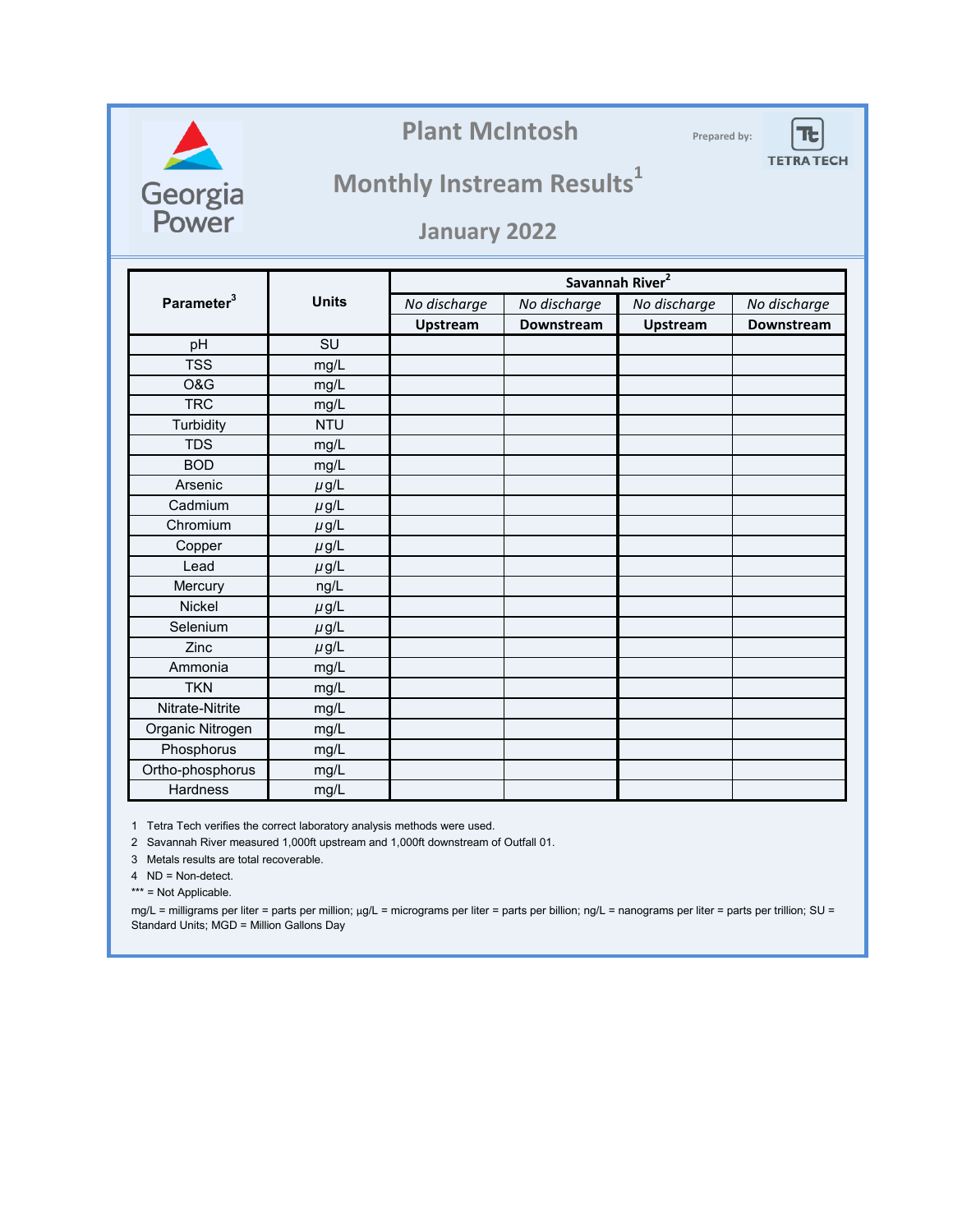# Plant McIntosh

## Monthly Instream Results[1]

### January 2022

Prepared by: TETRA TECH

| Parameter[3] | Units | Savannah River[2] | | | |
|---|---|---|---|---|---|
| | | *No discharge* | *No discharge* | *No discharge* | *No discharge* |
| | | **Upstream** | **Downstream** | **Upstream** | **Downstream** |
| pH | SU | | | | |
| TSS | mg/L | | | | |
| O&G | mg/L | | | | |
| TRC | mg/L | | | | |
| Turbidity | NTU | | | | |
| TDS | mg/L | | | | |
| BOD | mg/L | | | | |
| Arsenic | μg/L | | | | |
| Cadmium | μg/L | | | | |
| Chromium | μg/L | | | | |
| Copper | μg/L | | | | |
| Lead | μg/L | | | | |
| Mercury | ng/L | | | | |
| Nickel | μg/L | | | | |
| Selenium | μg/L | | | | |
| Zinc | μg/L | | | | |
| Ammonia | mg/L | | | | |
| TKN | mg/L | | | | |
| Nitrate-Nitrite | mg/L | | | | |
| Organic Nitrogen | mg/L | | | | |
| Phosphorus | mg/L | | | | |
| Ortho-phosphorus | mg/L | | | | |
| Hardness | mg/L | | | | |

1 Tetra Tech verifies the correct laboratory analysis methods were used.
2 Savannah River measured 1,000ft upstream and 1,000ft downstream of Outfall 01.
3 Metals results are total recoverable.
4 ND = Non-detect.
*** = Not Applicable.

mg/L = milligrams per liter = parts per million; μg/L = micrograms per liter = parts per billion; ng/L = nanograms per liter = parts per trillion; SU = Standard Units; MGD = Million Gallons Day